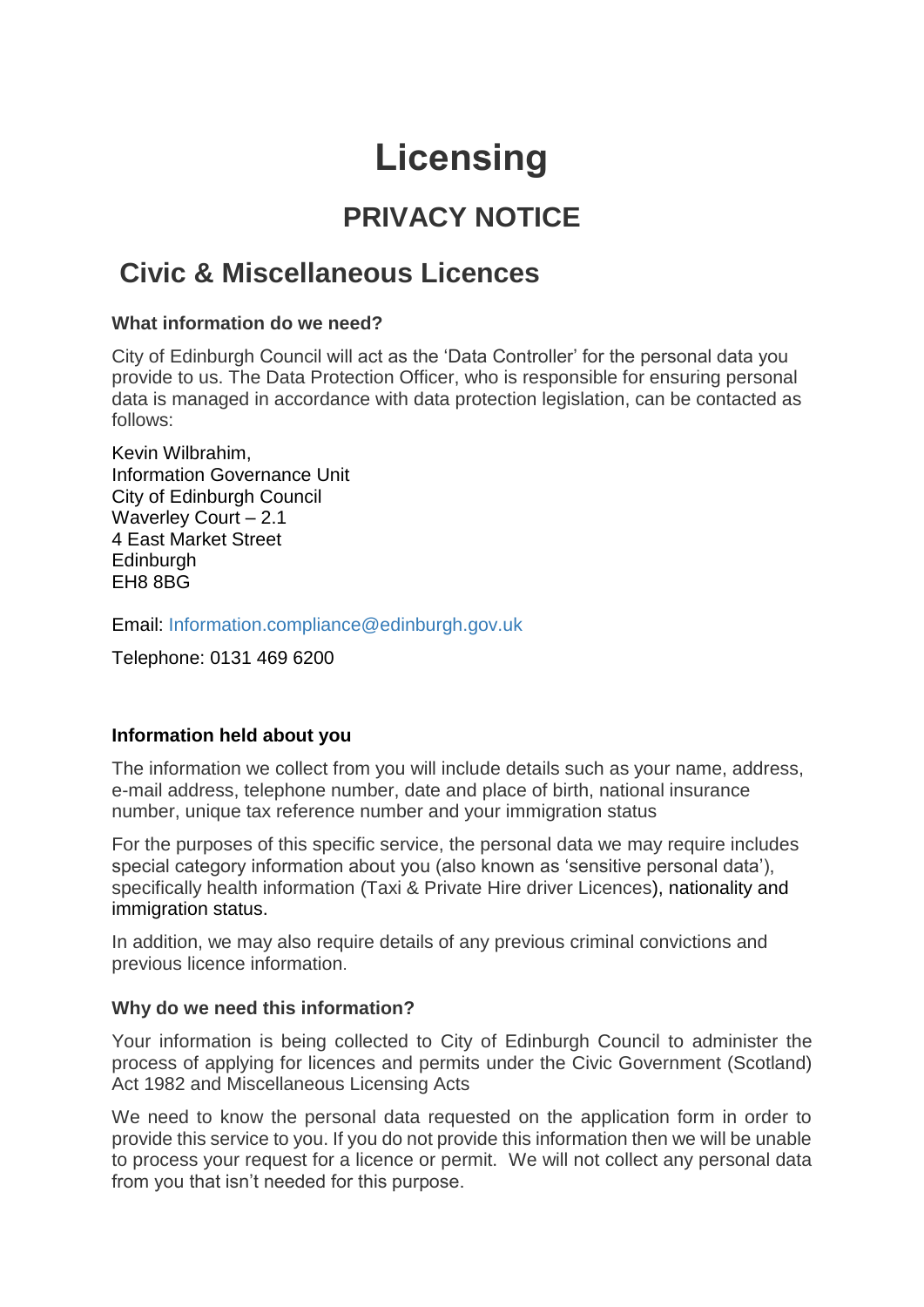# Licensing

## PRIVACY NOTICE

## Civic & Miscellaneous Licences

#### What information do we need?

City of Edinburgh Council will act as the 'Data Controller' for the personal data you provide to us. The Data Protection Officer, who is responsible for ensuring personal data is managed in accordance with data protection legislation, can be contacted as follows:

Kevin Wilbrahim,
Information Governance Unit
City of Edinburgh Council
Waverley Court – 2.1
4 East Market Street
Edinburgh
EH8 8BG

Email: Information.compliance@edinburgh.gov.uk

Telephone: 0131 469 6200

#### Information held about you

The information we collect from you will include details such as your name, address, e-mail address, telephone number, date and place of birth, national insurance number, unique tax reference number and your immigration status

For the purposes of this specific service, the personal data we may require includes special category information about you (also known as 'sensitive personal data'), specifically health information (Taxi & Private Hire driver Licences), nationality and immigration status.

In addition, we may also require details of any previous criminal convictions and previous licence information.

#### Why do we need this information?

Your information is being collected to City of Edinburgh Council to administer the process of applying for licences and permits under the Civic Government (Scotland) Act 1982 and Miscellaneous Licensing Acts

We need to know the personal data requested on the application form in order to provide this service to you. If you do not provide this information then we will be unable to process your request for a licence or permit. We will not collect any personal data from you that isn't needed for this purpose.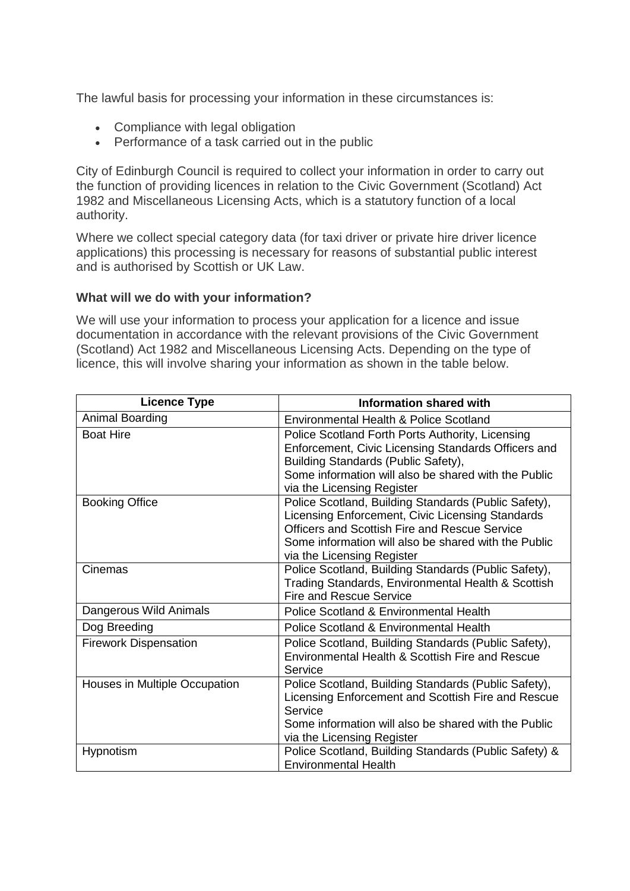The lawful basis for processing your information in these circumstances is:

- Compliance with legal obligation
- Performance of a task carried out in the public

City of Edinburgh Council is required to collect your information in order to carry out the function of providing licences in relation to the Civic Government (Scotland) Act 1982 and Miscellaneous Licensing Acts, which is a statutory function of a local authority.

Where we collect special category data (for taxi driver or private hire driver licence applications) this processing is necessary for reasons of substantial public interest and is authorised by Scottish or UK Law.

**What will we do with your information?**

We will use your information to process your application for a licence and issue documentation in accordance with the relevant provisions of the Civic Government (Scotland) Act 1982 and Miscellaneous Licensing Acts. Depending on the type of licence, this will involve sharing your information as shown in the table below.

| Licence Type | Information shared with |
|---|---|
| Animal Boarding | Environmental Health & Police Scotland |
| Boat Hire | Police Scotland Forth Ports Authority, Licensing Enforcement, Civic Licensing Standards Officers and Building Standards (Public Safety),<br>Some information will also be shared with the Public via the Licensing Register |
| Booking Office | Police Scotland, Building Standards (Public Safety), Licensing Enforcement, Civic Licensing Standards Officers and Scottish Fire and Rescue Service<br>Some information will also be shared with the Public via the Licensing Register |
| Cinemas | Police Scotland, Building Standards (Public Safety), Trading Standards, Environmental Health & Scottish Fire and Rescue Service |
| Dangerous Wild Animals | Police Scotland & Environmental Health |
| Dog Breeding | Police Scotland & Environmental Health |
| Firework Dispensation | Police Scotland, Building Standards (Public Safety), Environmental Health & Scottish Fire and Rescue Service |
| Houses in Multiple Occupation | Police Scotland, Building Standards (Public Safety), Licensing Enforcement and Scottish Fire and Rescue Service<br>Some information will also be shared with the Public via the Licensing Register |
| Hypnotism | Police Scotland, Building Standards (Public Safety) & Environmental Health |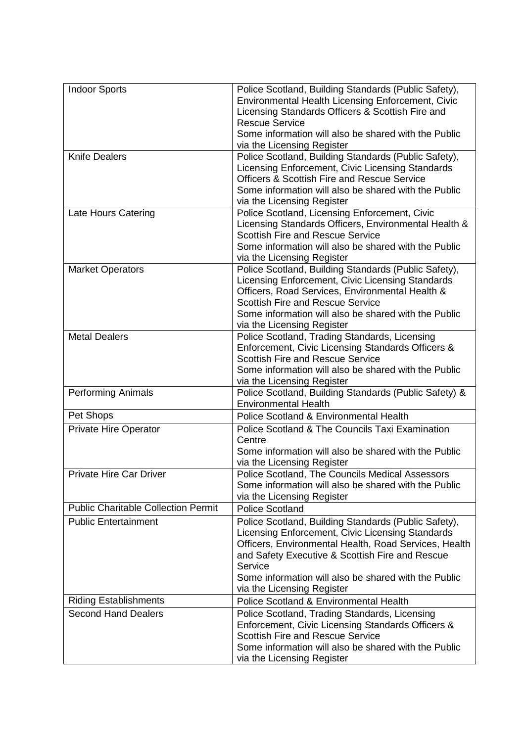| Indoor Sports | Police Scotland, Building Standards (Public Safety), Environmental Health Licensing Enforcement, Civic Licensing Standards Officers & Scottish Fire and Rescue Service<br>Some information will also be shared with the Public via the Licensing Register |
|---|---|
| Knife Dealers | Police Scotland, Building Standards (Public Safety), Licensing Enforcement, Civic Licensing Standards Officers & Scottish Fire and Rescue Service<br>Some information will also be shared with the Public via the Licensing Register |
| Late Hours Catering | Police Scotland, Licensing Enforcement, Civic Licensing Standards Officers, Environmental Health & Scottish Fire and Rescue Service<br>Some information will also be shared with the Public via the Licensing Register |
| Market Operators | Police Scotland, Building Standards (Public Safety), Licensing Enforcement, Civic Licensing Standards Officers, Road Services, Environmental Health & Scottish Fire and Rescue Service<br>Some information will also be shared with the Public via the Licensing Register |
| Metal Dealers | Police Scotland, Trading Standards, Licensing Enforcement, Civic Licensing Standards Officers & Scottish Fire and Rescue Service<br>Some information will also be shared with the Public via the Licensing Register |
| Performing Animals | Police Scotland, Building Standards (Public Safety) & Environmental Health |
| Pet Shops | Police Scotland & Environmental Health |
| Private Hire Operator | Police Scotland & The Councils Taxi Examination Centre<br>Some information will also be shared with the Public via the Licensing Register |
| Private Hire Car Driver | Police Scotland, The Councils Medical Assessors<br>Some information will also be shared with the Public via the Licensing Register |
| Public Charitable Collection Permit | Police Scotland |
| Public Entertainment | Police Scotland, Building Standards (Public Safety), Licensing Enforcement, Civic Licensing Standards Officers, Environmental Health, Road Services, Health and Safety Executive & Scottish Fire and Rescue Service<br>Some information will also be shared with the Public via the Licensing Register |
| Riding Establishments | Police Scotland & Environmental Health |
| Second Hand Dealers | Police Scotland, Trading Standards, Licensing Enforcement, Civic Licensing Standards Officers & Scottish Fire and Rescue Service<br>Some information will also be shared with the Public via the Licensing Register |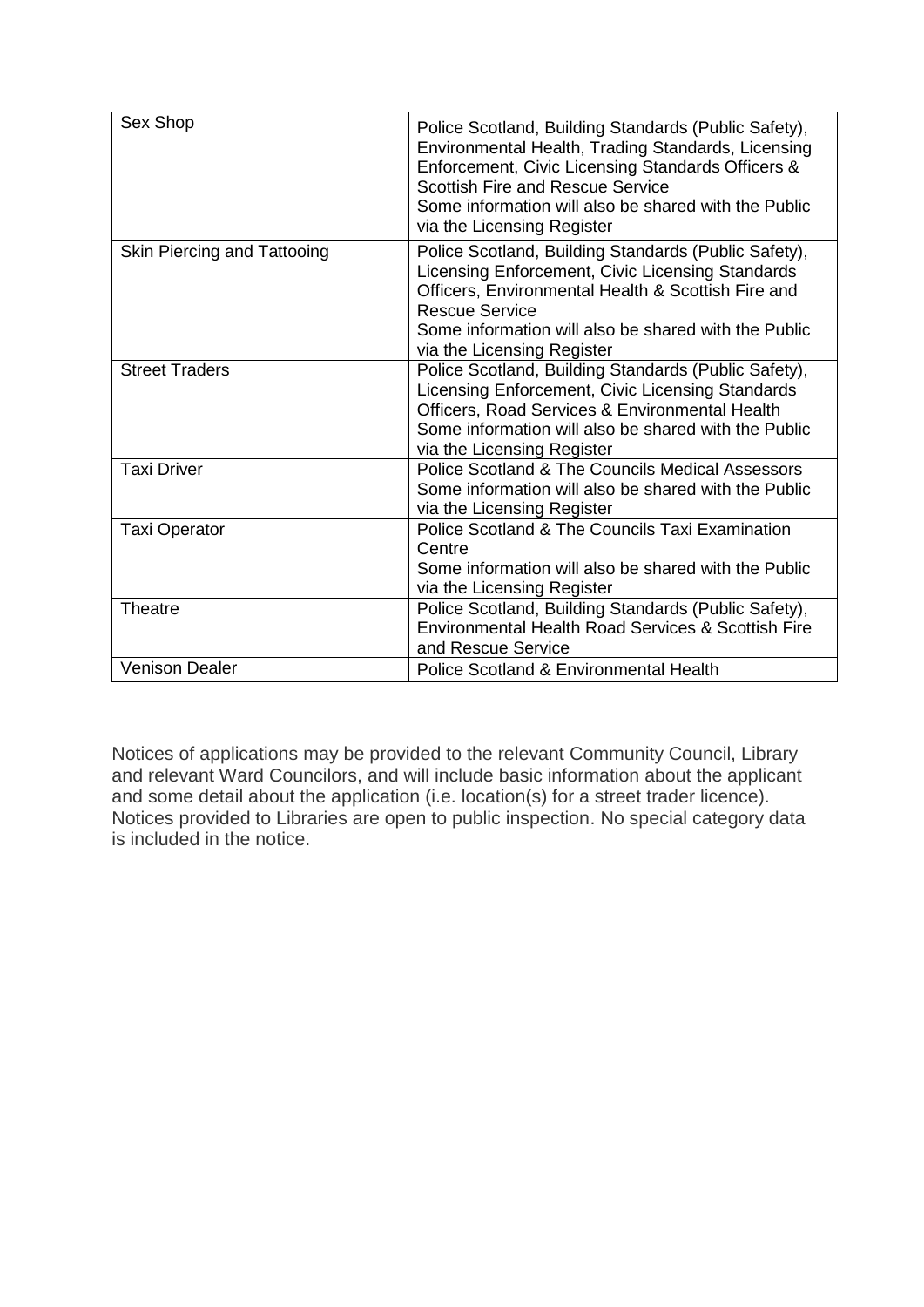| | |
|---|---|
| Sex Shop | Police Scotland, Building Standards (Public Safety), Environmental Health, Trading Standards, Licensing Enforcement, Civic Licensing Standards Officers & Scottish Fire and Rescue Service<br>Some information will also be shared with the Public via the Licensing Register |
| Skin Piercing and Tattooing | Police Scotland, Building Standards (Public Safety), Licensing Enforcement, Civic Licensing Standards Officers, Environmental Health & Scottish Fire and Rescue Service<br>Some information will also be shared with the Public via the Licensing Register |
| Street Traders | Police Scotland, Building Standards (Public Safety), Licensing Enforcement, Civic Licensing Standards Officers, Road Services & Environmental Health<br>Some information will also be shared with the Public via the Licensing Register |
| Taxi Driver | Police Scotland & The Councils Medical Assessors<br>Some information will also be shared with the Public via the Licensing Register |
| Taxi Operator | Police Scotland & The Councils Taxi Examination Centre<br>Some information will also be shared with the Public via the Licensing Register |
| Theatre | Police Scotland, Building Standards (Public Safety), Environmental Health Road Services & Scottish Fire and Rescue Service |
| Venison Dealer | Police Scotland & Environmental Health |

Notices of applications may be provided to the relevant Community Council, Library and relevant Ward Councilors, and will include basic information about the applicant and some detail about the application (i.e. location(s) for a street trader licence). Notices provided to Libraries are open to public inspection. No special category data is included in the notice.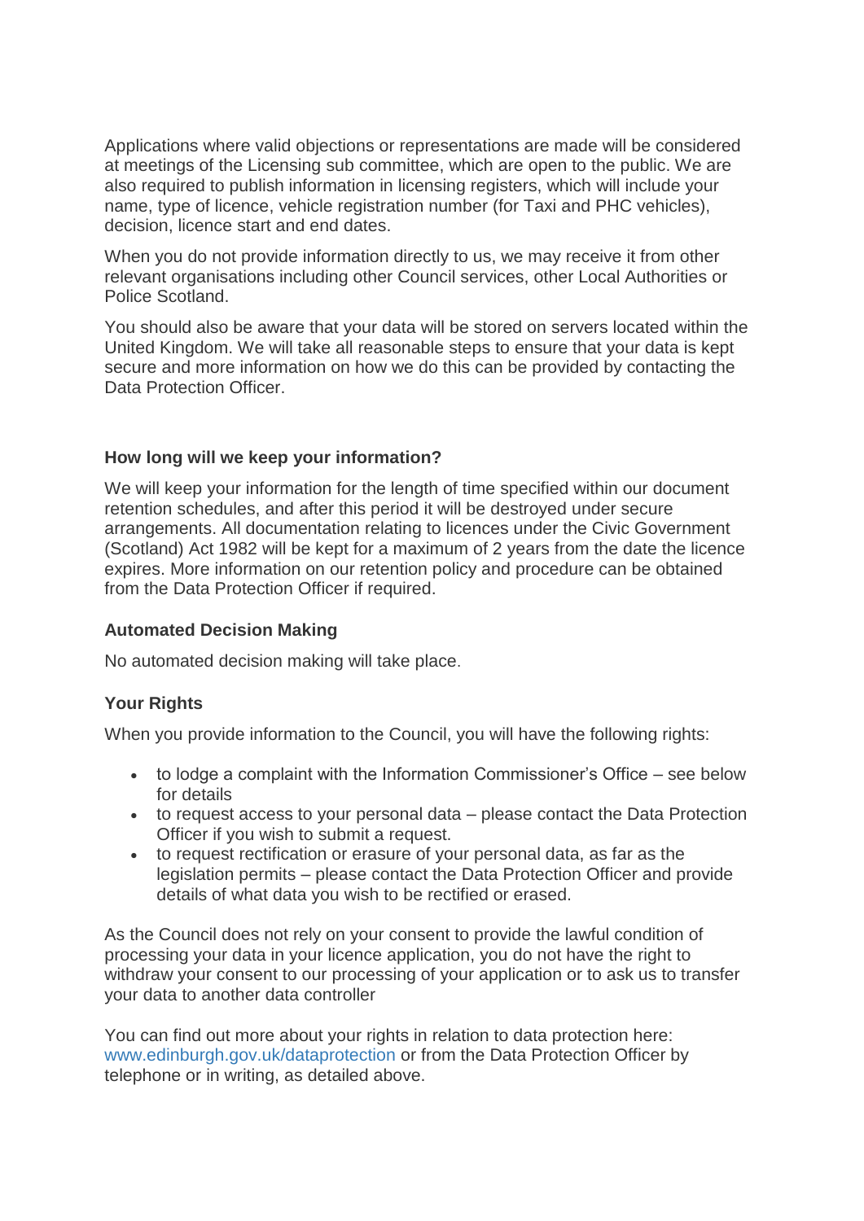Applications where valid objections or representations are made will be considered at meetings of the Licensing sub committee, which are open to the public. We are also required to publish information in licensing registers, which will include your name, type of licence, vehicle registration number (for Taxi and PHC vehicles), decision, licence start and end dates.

When you do not provide information directly to us, we may receive it from other relevant organisations including other Council services, other Local Authorities or Police Scotland.

You should also be aware that your data will be stored on servers located within the United Kingdom. We will take all reasonable steps to ensure that your data is kept secure and more information on how we do this can be provided by contacting the Data Protection Officer.

**How long will we keep your information?**

We will keep your information for the length of time specified within our document retention schedules, and after this period it will be destroyed under secure arrangements. All documentation relating to licences under the Civic Government (Scotland) Act 1982 will be kept for a maximum of 2 years from the date the licence expires. More information on our retention policy and procedure can be obtained from the Data Protection Officer if required.

**Automated Decision Making**

No automated decision making will take place.

**Your Rights**

When you provide information to the Council, you will have the following rights:

- to lodge a complaint with the Information Commissioner's Office – see below for details
- to request access to your personal data – please contact the Data Protection Officer if you wish to submit a request.
- to request rectification or erasure of your personal data, as far as the legislation permits – please contact the Data Protection Officer and provide details of what data you wish to be rectified or erased.

As the Council does not rely on your consent to provide the lawful condition of processing your data in your licence application, you do not have the right to withdraw your consent to our processing of your application or to ask us to transfer your data to another data controller

You can find out more about your rights in relation to data protection here: www.edinburgh.gov.uk/dataprotection or from the Data Protection Officer by telephone or in writing, as detailed above.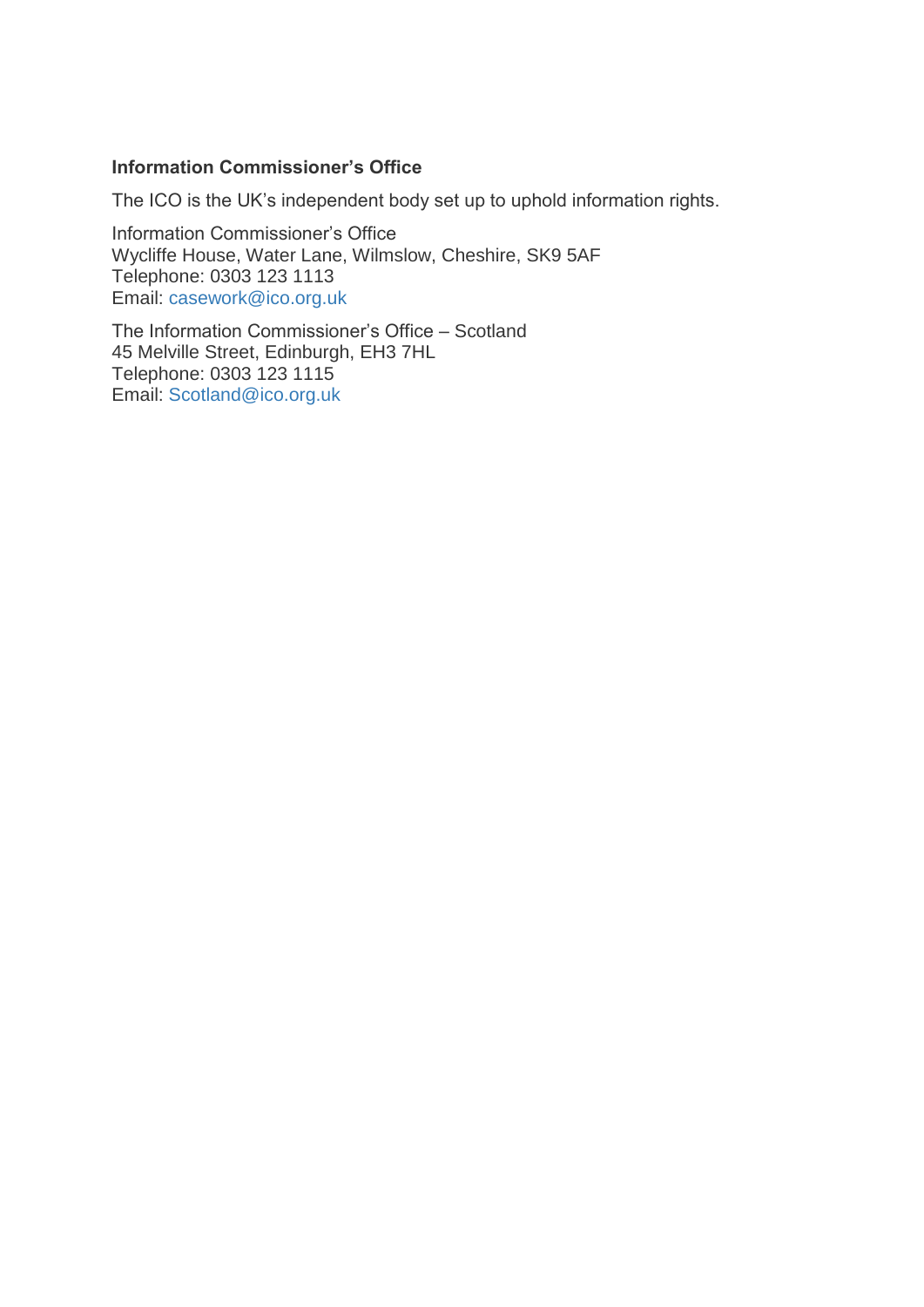**Information Commissioner's Office**

The ICO is the UK's independent body set up to uphold information rights.

Information Commissioner's Office
Wycliffe House, Water Lane, Wilmslow, Cheshire, SK9 5AF
Telephone: 0303 123 1113
Email: casework@ico.org.uk

The Information Commissioner's Office – Scotland
45 Melville Street, Edinburgh, EH3 7HL
Telephone: 0303 123 1115
Email: Scotland@ico.org.uk